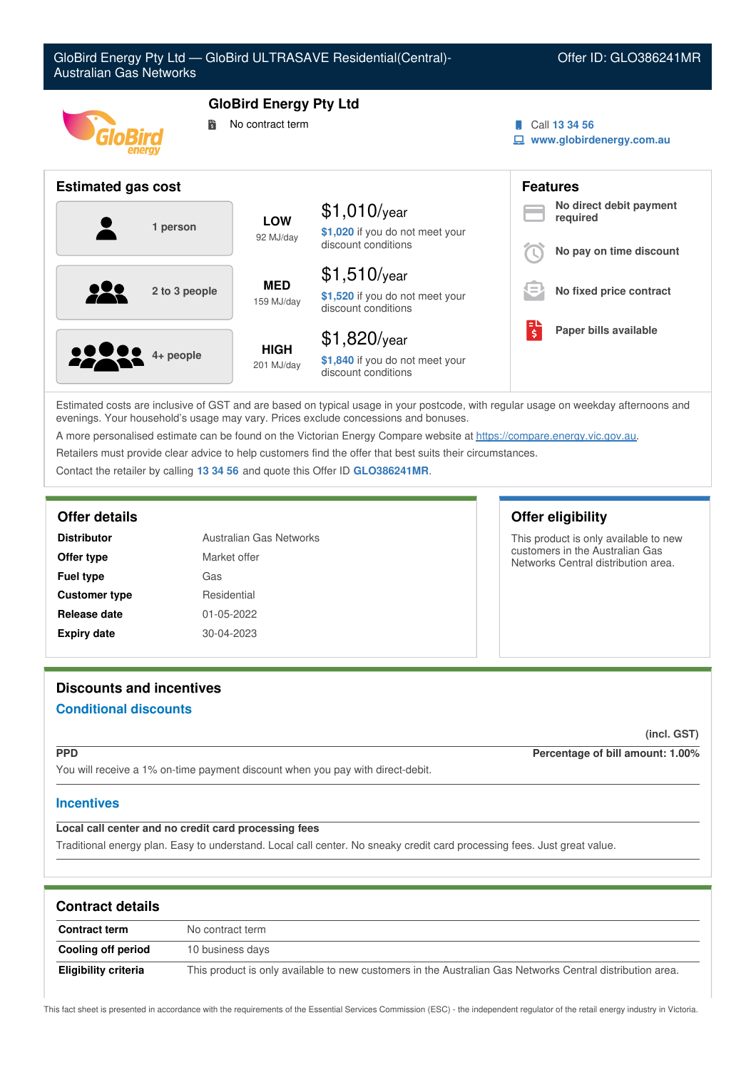# GloBird Energy Pty Ltd — GloBird ULTRASAVE Residential(Central)-Australian Gas Networks

Offer ID: GLO386241MR

## GloBird Energy Pty Ltd

No contract term

Call 13 34 56
www.globirdenergy.com.au

## Estimated gas cost

| Household | Usage | Cost |
|---|---|---|
| 1 person | LOW 92 MJ/day | $1,010/year — $1,020 if you do not meet your discount conditions |
| 2 to 3 people | MED 159 MJ/day | $1,510/year — $1,520 if you do not meet your discount conditions |
| 4+ people | HIGH 201 MJ/day | $1,820/year — $1,840 if you do not meet your discount conditions |

## Features

- **No direct debit payment required**
- **No pay on time discount**
- **No fixed price contract**
- **Paper bills available**

Estimated costs are inclusive of GST and are based on typical usage in your postcode, with regular usage on weekday afternoons and evenings. Your household's usage may vary. Prices exclude concessions and bonuses.

A more personalised estimate can be found on the Victorian Energy Compare website at https://compare.energy.vic.gov.au.

Retailers must provide clear advice to help customers find the offer that best suits their circumstances.

Contact the retailer by calling 13 34 56 and quote this Offer ID GLO386241MR.

## Offer details

| | |
|---|---|
| **Distributor** | Australian Gas Networks |
| **Offer type** | Market offer |
| **Fuel type** | Gas |
| **Customer type** | Residential |
| **Release date** | 01-05-2022 |
| **Expiry date** | 30-04-2023 |

## Offer eligibility

This product is only available to new customers in the Australian Gas Networks Central distribution area.

## Discounts and incentives

### Conditional discounts

(incl. GST)

**PPD** — **Percentage of bill amount: 1.00%**

You will receive a 1% on-time payment discount when you pay with direct-debit.

### Incentives

**Local call center and no credit card processing fees**

Traditional energy plan. Easy to understand. Local call center. No sneaky credit card processing fees. Just great value.

## Contract details

| | |
|---|---|
| **Contract term** | No contract term |
| **Cooling off period** | 10 business days |
| **Eligibility criteria** | This product is only available to new customers in the Australian Gas Networks Central distribution area. |

This fact sheet is presented in accordance with the requirements of the Essential Services Commission (ESC) - the independent regulator of the retail energy industry in Victoria.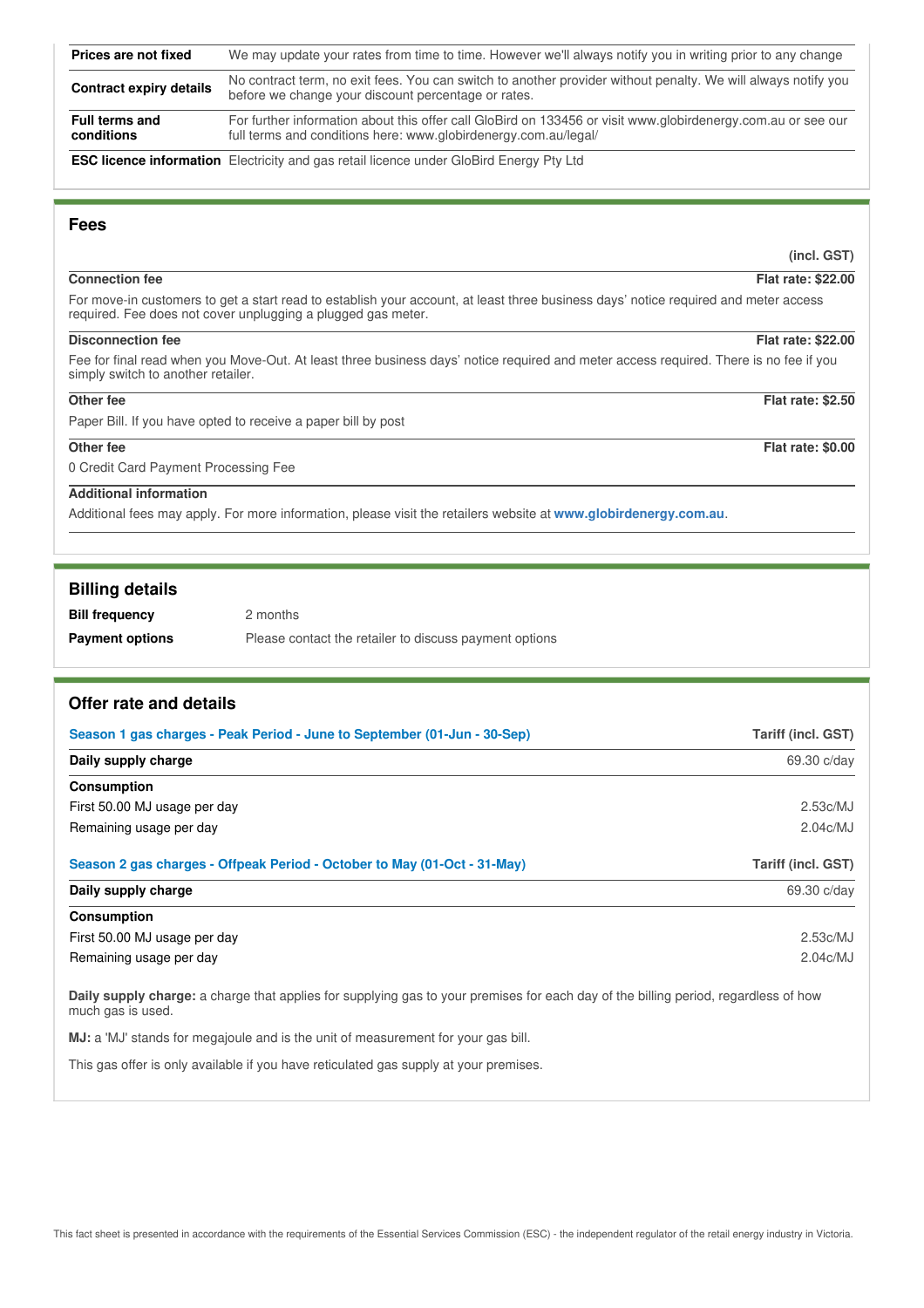| | |
|---|---|
| **Prices are not fixed** | We may update your rates from time to time. However we'll always notify you in writing prior to any change |
| **Contract expiry details** | No contract term, no exit fees. You can switch to another provider without penalty. We will always notify you before we change your discount percentage or rates. |
| **Full terms and conditions** | For further information about this offer call GloBird on 133456 or visit www.globirdenergy.com.au or see our full terms and conditions here: www.globirdenergy.com.au/legal/ |
| **ESC licence information** | Electricity and gas retail licence under GloBird Energy Pty Ltd |

## Fees

| | (incl. GST) |
|---|---|
| **Connection fee** | **Flat rate: $22.00** |

For move-in customers to get a start read to establish your account, at least three business days' notice required and meter access required. Fee does not cover unplugging a plugged gas meter.

| | |
|---|---|
| **Disconnection fee** | **Flat rate: $22.00** |

Fee for final read when you Move-Out. At least three business days' notice required and meter access required. There is no fee if you simply switch to another retailer.

| | |
|---|---|
| **Other fee** | **Flat rate: $2.50** |

Paper Bill. If you have opted to receive a paper bill by post

| | |
|---|---|
| **Other fee** | **Flat rate: $0.00** |

0 Credit Card Payment Processing Fee

**Additional information**

Additional fees may apply. For more information, please visit the retailers website at **www.globirdenergy.com.au**.

## Billing details

| | |
|---|---|
| **Bill frequency** | 2 months |
| **Payment options** | Please contact the retailer to discuss payment options |

## Offer rate and details

| Season 1 gas charges - Peak Period - June to September (01-Jun - 30-Sep) | Tariff (incl. GST) |
|---|---|
| **Daily supply charge** | 69.30 c/day |
| **Consumption** | |
| First 50.00 MJ usage per day | 2.53c/MJ |
| Remaining usage per day | 2.04c/MJ |

| Season 2 gas charges - Offpeak Period - October to May (01-Oct - 31-May) | Tariff (incl. GST) |
|---|---|
| **Daily supply charge** | 69.30 c/day |
| **Consumption** | |
| First 50.00 MJ usage per day | 2.53c/MJ |
| Remaining usage per day | 2.04c/MJ |

**Daily supply charge:** a charge that applies for supplying gas to your premises for each day of the billing period, regardless of how much gas is used.

**MJ:** a 'MJ' stands for megajoule and is the unit of measurement for your gas bill.

This gas offer is only available if you have reticulated gas supply at your premises.

This fact sheet is presented in accordance with the requirements of the Essential Services Commission (ESC) - the independent regulator of the retail energy industry in Victoria.